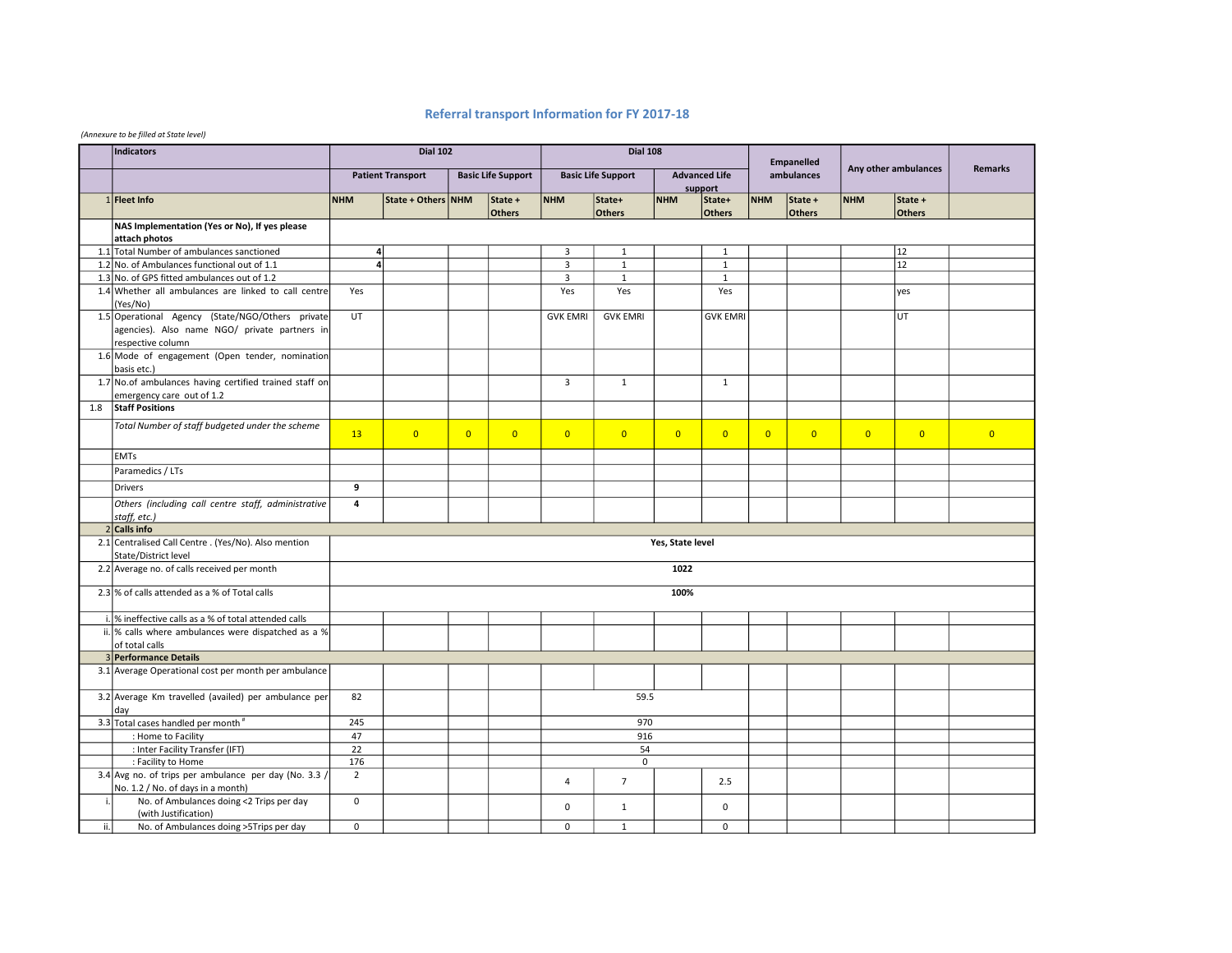# Referral transport Information for FY 2017-18

*(Annexure to be filled at State level)*

| | Indicators | Dial 102 | | | | Dial 108 | | | | Empanelled ambulances | | Any other ambulances | | Remarks |
|---|---|---|---|---|---|---|---|---|---|---|---|---|---|---|
| | | Patient Transport | | Basic Life Support | | Basic Life Support | | Advanced Life support | | | | | | |
| 1 | **Fleet Info** | NHM | State + Others | NHM | State + Others | NHM | State+ Others | NHM | State+ Others | NHM | State + Others | NHM | State + Others | |
| | **NAS Implementation (Yes or No), If yes please attach photos** | | | | | | | | | | | | | |
| 1.1 | Total Number of ambulances sanctioned | 4 | | | | 3 | 1 | | 1 | | | | 12 | |
| 1.2 | No. of Ambulances functional out of 1.1 | 4 | | | | 3 | 1 | | 1 | | | | 12 | |
| 1.3 | No. of GPS fitted ambulances out of 1.2 | | | | | 3 | 1 | | 1 | | | | | |
| 1.4 | Whether all ambulances are linked to call centre (Yes/No) | Yes | | | | Yes | Yes | | Yes | | | | yes | |
| 1.5 | Operational Agency (State/NGO/Others private agencies). Also name NGO/ private partners in respective column | UT | | | | GVK EMRI | GVK EMRI | | GVK EMRI | | | | UT | |
| 1.6 | Mode of engagement (Open tender, nomination basis etc.) | | | | | | | | | | | | | |
| 1.7 | No.of ambulances having certified trained staff on emergency care out of 1.2 | | | | | 3 | 1 | | 1 | | | | | |
| 1.8 | **Staff Positions** | | | | | | | | | | | | | |
| | *Total Number of staff budgeted under the scheme* | 13 | 0 | 0 | 0 | 0 | 0 | 0 | 0 | 0 | 0 | 0 | 0 | 0 |
| | EMTs | | | | | | | | | | | | | |
| | Paramedics / LTs | | | | | | | | | | | | | |
| | Drivers | 9 | | | | | | | | | | | | |
| | *Others (including call centre staff, administrative staff, etc.)* | 4 | | | | | | | | | | | | |
| 2 | **Calls info** | | | | | | | | | | | | | |
| 2.1 | Centralised Call Centre . (Yes/No). Also mention State/District level | **Yes, State level** | | | | | | | | | | | | |
| 2.2 | Average no. of calls received per month | **1022** | | | | | | | | | | | | |
| 2.3 | % of calls attended as a % of Total calls | **100%** | | | | | | | | | | | | |
| i. | % ineffective calls as a % of total attended calls | | | | | | | | | | | | | |
| ii. | % calls where ambulances were dispatched as a % of total calls | | | | | | | | | | | | | |
| 3 | **Performance Details** | | | | | | | | | | | | | |
| 3.1 | Average Operational cost per month per ambulance | | | | | | | | | | | | | |
| 3.2 | Average Km travelled (availed) per ambulance per day | 82 | | | | 59.5 | | | | | | | | |
| 3.3 | Total cases handled per month[#] | 245 | | | | 970 | | | | | | | | |
| | : Home to Facility | 47 | | | | 916 | | | | | | | | |
| | : Inter Facility Transfer (IFT) | 22 | | | | 54 | | | | | | | | |
| | : Facility to Home | 176 | | | | 0 | | | | | | | | |
| 3.4 | Avg no. of trips per ambulance per day (No. 3.3 / No. 1.2 / No. of days in a month) | 2 | | | | 4 | 7 | | 2.5 | | | | | |
| i. | No. of Ambulances doing <2 Trips per day (with Justification) | 0 | | | | 0 | 1 | | 0 | | | | | |
| ii. | No. of Ambulances doing >5Trips per day | 0 | | | | 0 | 1 | | 0 | | | | | |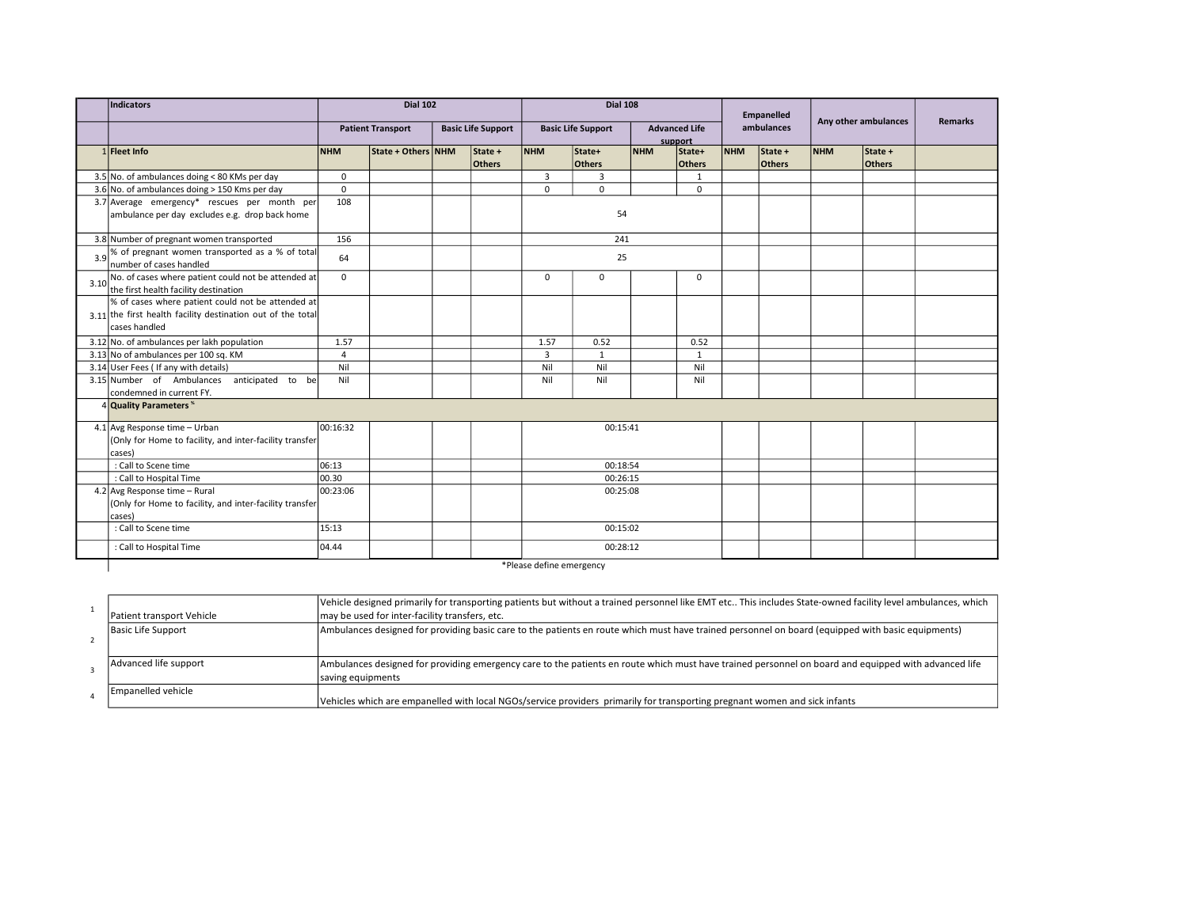| | Indicators | Dial 102 | | | | Dial 108 | | | | Empanelled ambulances | | Any other ambulances | | Remarks |
|---|---|---|---|---|---|---|---|---|---|---|---|---|---|---|
| | | Patient Transport | | Basic Life Support | | Basic Life Support | | Advanced Life support | | | | | | |
| 1 | **Fleet Info** | NHM | State + Others | NHM | State + Others | NHM | State+ Others | NHM | State+ Others | NHM | State + Others | NHM | State + Others | |
| 3.5 | No. of ambulances doing < 80 KMs per day | 0 | | | | 3 | 3 | | 1 | | | | | |
| 3.6 | No. of ambulances doing > 150 Kms per day | 0 | | | | 0 | 0 | | 0 | | | | | |
| 3.7 | Average emergency* rescues per month per ambulance per day excludes e.g. drop back home | 108 | | | | 54 | | | | | | | | |
| 3.8 | Number of pregnant women transported | 156 | | | | 241 | | | | | | | | |
| 3.9 | % of pregnant women transported as a % of total number of cases handled | 64 | | | | 25 | | | | | | | | |
| 3.10 | No. of cases where patient could not be attended at the first health facility destination | 0 | | | | 0 | 0 | | 0 | | | | | |
| 3.11 | % of cases where patient could not be attended at the first health facility destination out of the total cases handled | | | | | | | | | | | | | |
| 3.12 | No. of ambulances per lakh population | 1.57 | | | | 1.57 | 0.52 | | 0.52 | | | | | |
| 3.13 | No of ambulances per 100 sq. KM | 4 | | | | 3 | 1 | | 1 | | | | | |
| 3.14 | User Fees ( If any with details) | Nil | | | | Nil | Nil | | Nil | | | | | |
| 3.15 | Number of Ambulances anticipated to be condemned in current FY. | Nil | | | | Nil | Nil | | Nil | | | | | |
| 4 | **Quality Parameters** % | | | | | | | | | | | | | |
| 4.1 | Avg Response time – Urban (Only for Home to facility, and inter-facility transfer cases) | 00:16:32 | | | | 00:15:41 | | | | | | | | |
| | : Call to Scene time | 06:13 | | | | 00:18:54 | | | | | | | | |
| | : Call to Hospital Time | 00.30 | | | | 00:26:15 | | | | | | | | |
| 4.2 | Avg Response time – Rural (Only for Home to facility, and inter-facility transfer cases) | 00:23:06 | | | | 00:25:08 | | | | | | | | |
| | : Call to Scene time | 15:13 | | | | 00:15:02 | | | | | | | | |
| | : Call to Hospital Time | 04.44 | | | | 00:28:12 | | | | | | | | |

*Please define emergency

| | | |
|---|---|---|
| 1 | Patient transport Vehicle | Vehicle designed primarily for transporting patients but without a trained personnel like EMT etc.. This includes State-owned facility level ambulances, which may be used for inter-facility transfers, etc. |
| 2 | Basic Life Support | Ambulances designed for providing basic care to the patients en route which must have trained personnel on board (equipped with basic equipments) |
| 3 | Advanced life support | Ambulances designed for providing emergency care to the patients en route which must have trained personnel on board and equipped with advanced life saving equipments |
| 4 | Empanelled vehicle | Vehicles which are empanelled with local NGOs/service providers primarily for transporting pregnant women and sick infants |